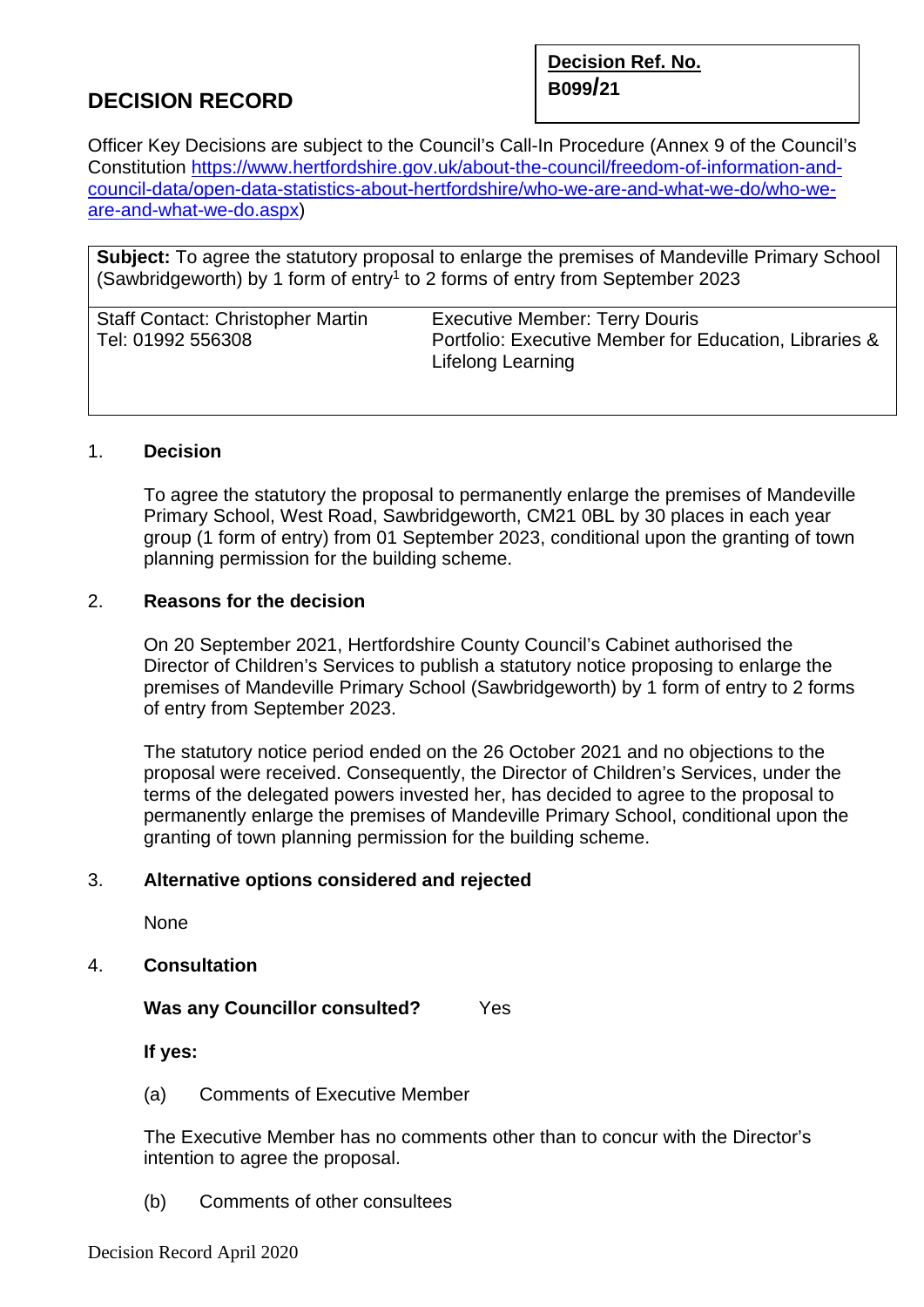# DECISION RECORD

| **Decision Ref. No.** |
|---|
| **B099/21** |

Officer Key Decisions are subject to the Council's Call-In Procedure (Annex 9 of the Council's Constitution https://www.hertfordshire.gov.uk/about-the-council/freedom-of-information-and-council-data/open-data-statistics-about-hertfordshire/who-we-are-and-what-we-do/who-we-are-and-what-we-do.aspx)

| **Subject:** To agree the statutory proposal to enlarge the premises of Mandeville Primary School (Sawbridgeworth) by 1 form of entry[1] to 2 forms of entry from September 2023 | |
|---|---|
| Staff Contact: Christopher Martin<br>Tel: 01992 556308 | Executive Member: Terry Douris<br>Portfolio: Executive Member for Education, Libraries & Lifelong Learning |

1. **Decision**

   To agree the statutory the proposal to permanently enlarge the premises of Mandeville Primary School, West Road, Sawbridgeworth, CM21 0BL by 30 places in each year group (1 form of entry) from 01 September 2023, conditional upon the granting of town planning permission for the building scheme.

2. **Reasons for the decision**

   On 20 September 2021, Hertfordshire County Council's Cabinet authorised the Director of Children's Services to publish a statutory notice proposing to enlarge the premises of Mandeville Primary School (Sawbridgeworth) by 1 form of entry to 2 forms of entry from September 2023.

   The statutory notice period ended on the 26 October 2021 and no objections to the proposal were received. Consequently, the Director of Children's Services, under the terms of the delegated powers invested her, has decided to agree to the proposal to permanently enlarge the premises of Mandeville Primary School, conditional upon the granting of town planning permission for the building scheme.

3. **Alternative options considered and rejected**

   None

4. **Consultation**

   **Was any Councillor consulted?** Yes

   **If yes:**

   (a) Comments of Executive Member

   The Executive Member has no comments other than to concur with the Director's intention to agree the proposal.

   (b) Comments of other consultees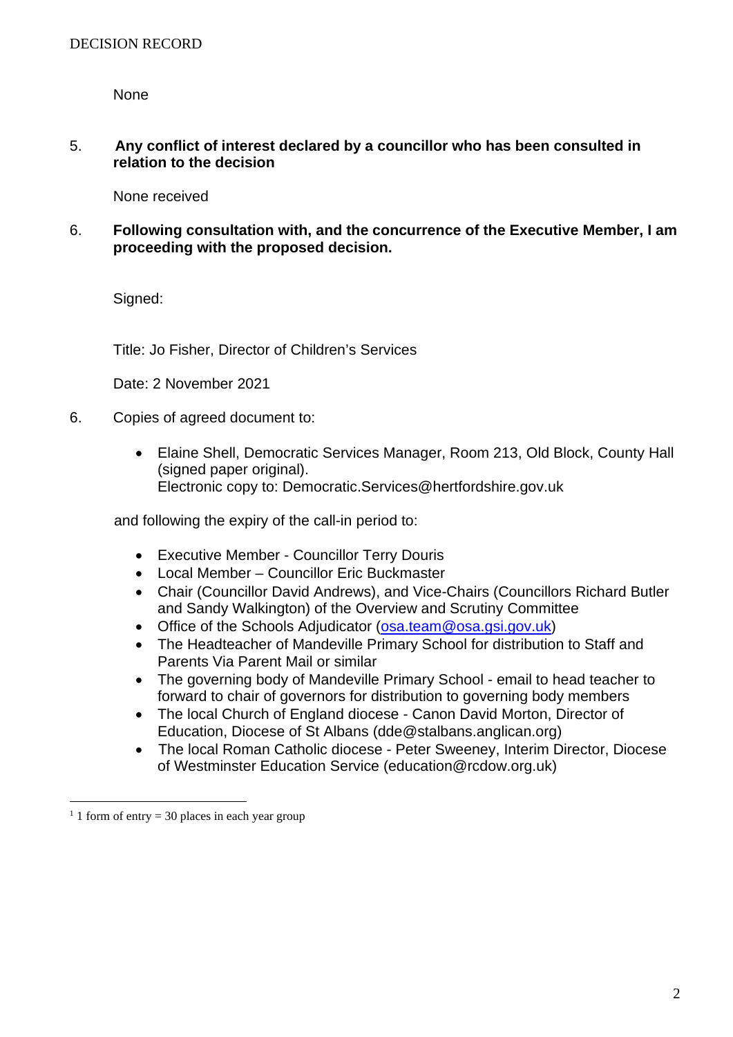None

5. **Any conflict of interest declared by a councillor who has been consulted in relation to the decision**

   None received

6. **Following consultation with, and the concurrence of the Executive Member, I am proceeding with the proposed decision.**

   Signed:

   Title: Jo Fisher, Director of Children's Services

   Date: 2 November 2021

6. Copies of agreed document to:

   - Elaine Shell, Democratic Services Manager, Room 213, Old Block, County Hall (signed paper original).
     Electronic copy to: Democratic.Services@hertfordshire.gov.uk

   and following the expiry of the call-in period to:

   - Executive Member - Councillor Terry Douris
   - Local Member – Councillor Eric Buckmaster
   - Chair (Councillor David Andrews), and Vice-Chairs (Councillors Richard Butler and Sandy Walkington) of the Overview and Scrutiny Committee
   - Office of the Schools Adjudicator (osa.team@osa.gsi.gov.uk)
   - The Headteacher of Mandeville Primary School for distribution to Staff and Parents Via Parent Mail or similar
   - The governing body of Mandeville Primary School - email to head teacher to forward to chair of governors for distribution to governing body members
   - The local Church of England diocese - Canon David Morton, Director of Education, Diocese of St Albans (dde@stalbans.anglican.org)
   - The local Roman Catholic diocese - Peter Sweeney, Interim Director, Diocese of Westminster Education Service (education@rcdow.org.uk)

---

[1] 1 form of entry = 30 places in each year group